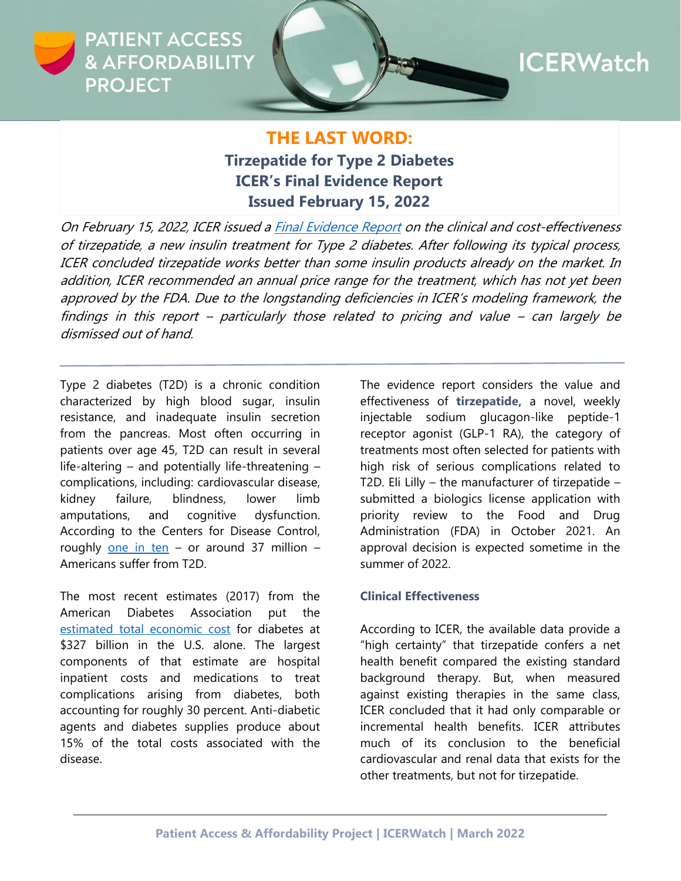PATIENT ACCESS & AFFORDABILITY PROJECT

ICERWatch

# THE LAST WORD:

## Tirzepatide for Type 2 Diabetes ICER's Final Evidence Report Issued February 15, 2022

*On February 15, 2022, ICER issued a [Final Evidence Report](#) on the clinical and cost-effectiveness of tirzepatide, a new insulin treatment for Type 2 diabetes. After following its typical process, ICER concluded tirzepatide works better than some insulin products already on the market. In addition, ICER recommended an annual price range for the treatment, which has not yet been approved by the FDA. Due to the longstanding deficiencies in ICER's modeling framework, the findings in this report – particularly those related to pricing and value – can largely be dismissed out of hand.*

---

Type 2 diabetes (T2D) is a chronic condition characterized by high blood sugar, insulin resistance, and inadequate insulin secretion from the pancreas. Most often occurring in patients over age 45, T2D can result in several life-altering – and potentially life-threatening – complications, including: cardiovascular disease, kidney failure, blindness, lower limb amputations, and cognitive dysfunction. According to the Centers for Disease Control, roughly [one in ten](#) – or around 37 million – Americans suffer from T2D.

The most recent estimates (2017) from the American Diabetes Association put the [estimated total economic cost](#) for diabetes at $327 billion in the U.S. alone. The largest components of that estimate are hospital inpatient costs and medications to treat complications arising from diabetes, both accounting for roughly 30 percent. Anti-diabetic agents and diabetes supplies produce about 15% of the total costs associated with the disease.

The evidence report considers the value and effectiveness of **tirzepatide,** a novel, weekly injectable sodium glucagon-like peptide-1 receptor agonist (GLP-1 RA), the category of treatments most often selected for patients with high risk of serious complications related to T2D. Eli Lilly – the manufacturer of tirzepatide – submitted a biologics license application with priority review to the Food and Drug Administration (FDA) in October 2021. An approval decision is expected sometime in the summer of 2022.

### Clinical Effectiveness

According to ICER, the available data provide a "high certainty" that tirzepatide confers a net health benefit compared the existing standard background therapy. But, when measured against existing therapies in the same class, ICER concluded that it had only comparable or incremental health benefits. ICER attributes much of its conclusion to the beneficial cardiovascular and renal data that exists for the other treatments, but not for tirzepatide.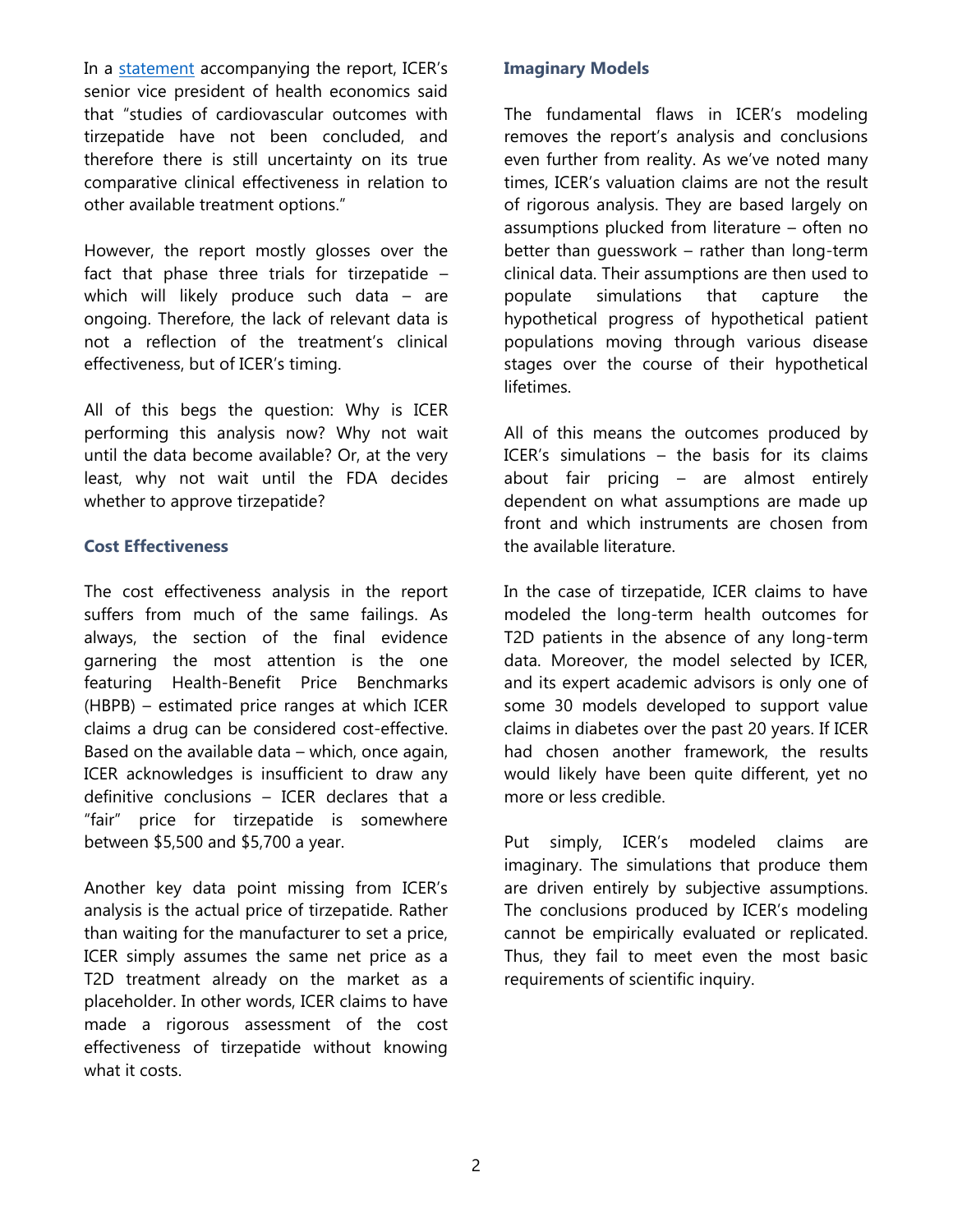In a [statement](statement) accompanying the report, ICER's senior vice president of health economics said that "studies of cardiovascular outcomes with tirzepatide have not been concluded, and therefore there is still uncertainty on its true comparative clinical effectiveness in relation to other available treatment options."

However, the report mostly glosses over the fact that phase three trials for tirzepatide – which will likely produce such data – are ongoing. Therefore, the lack of relevant data is not a reflection of the treatment's clinical effectiveness, but of ICER's timing.

All of this begs the question: Why is ICER performing this analysis now? Why not wait until the data become available? Or, at the very least, why not wait until the FDA decides whether to approve tirzepatide?

### Cost Effectiveness

The cost effectiveness analysis in the report suffers from much of the same failings. As always, the section of the final evidence garnering the most attention is the one featuring Health-Benefit Price Benchmarks (HBPB) – estimated price ranges at which ICER claims a drug can be considered cost-effective. Based on the available data – which, once again, ICER acknowledges is insufficient to draw any definitive conclusions – ICER declares that a "fair" price for tirzepatide is somewhere between $5,500 and $5,700 a year.

Another key data point missing from ICER's analysis is the actual price of tirzepatide. Rather than waiting for the manufacturer to set a price, ICER simply assumes the same net price as a T2D treatment already on the market as a placeholder. In other words, ICER claims to have made a rigorous assessment of the cost effectiveness of tirzepatide without knowing what it costs.

### Imaginary Models

The fundamental flaws in ICER's modeling removes the report's analysis and conclusions even further from reality. As we've noted many times, ICER's valuation claims are not the result of rigorous analysis. They are based largely on assumptions plucked from literature – often no better than guesswork – rather than long-term clinical data. Their assumptions are then used to populate simulations that capture the hypothetical progress of hypothetical patient populations moving through various disease stages over the course of their hypothetical lifetimes.

All of this means the outcomes produced by ICER's simulations – the basis for its claims about fair pricing – are almost entirely dependent on what assumptions are made up front and which instruments are chosen from the available literature.

In the case of tirzepatide, ICER claims to have modeled the long-term health outcomes for T2D patients in the absence of any long-term data. Moreover, the model selected by ICER, and its expert academic advisors is only one of some 30 models developed to support value claims in diabetes over the past 20 years. If ICER had chosen another framework, the results would likely have been quite different, yet no more or less credible.

Put simply, ICER's modeled claims are imaginary. The simulations that produce them are driven entirely by subjective assumptions. The conclusions produced by ICER's modeling cannot be empirically evaluated or replicated. Thus, they fail to meet even the most basic requirements of scientific inquiry.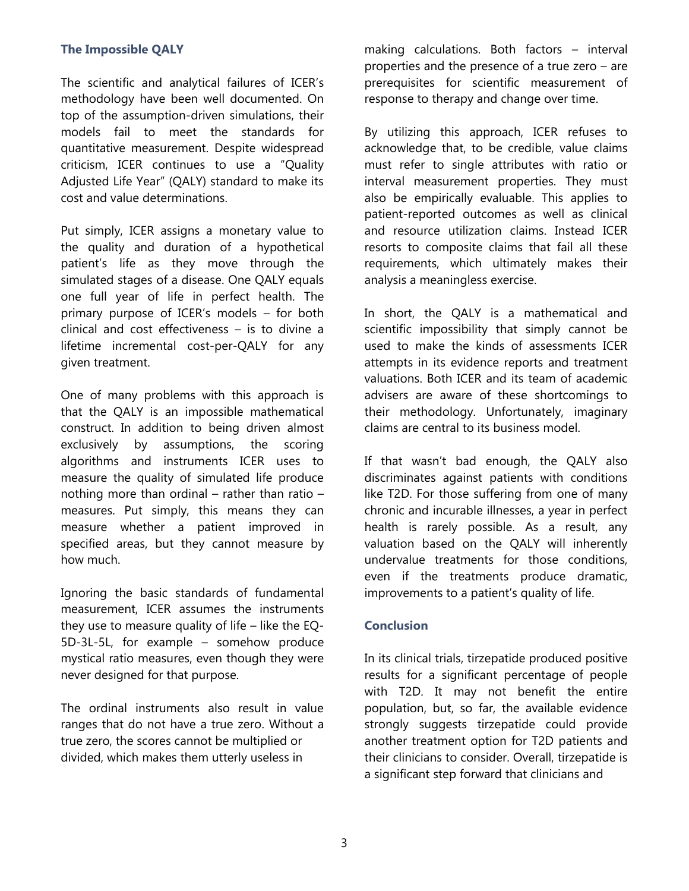### The Impossible QALY

The scientific and analytical failures of ICER's methodology have been well documented. On top of the assumption-driven simulations, their models fail to meet the standards for quantitative measurement. Despite widespread criticism, ICER continues to use a "Quality Adjusted Life Year" (QALY) standard to make its cost and value determinations.

Put simply, ICER assigns a monetary value to the quality and duration of a hypothetical patient's life as they move through the simulated stages of a disease. One QALY equals one full year of life in perfect health. The primary purpose of ICER's models – for both clinical and cost effectiveness – is to divine a lifetime incremental cost-per-QALY for any given treatment.

One of many problems with this approach is that the QALY is an impossible mathematical construct. In addition to being driven almost exclusively by assumptions, the scoring algorithms and instruments ICER uses to measure the quality of simulated life produce nothing more than ordinal – rather than ratio – measures. Put simply, this means they can measure whether a patient improved in specified areas, but they cannot measure by how much.

Ignoring the basic standards of fundamental measurement, ICER assumes the instruments they use to measure quality of life – like the EQ-5D-3L-5L, for example – somehow produce mystical ratio measures, even though they were never designed for that purpose.

The ordinal instruments also result in value ranges that do not have a true zero. Without a true zero, the scores cannot be multiplied or divided, which makes them utterly useless in making calculations. Both factors – interval properties and the presence of a true zero – are prerequisites for scientific measurement of response to therapy and change over time.

By utilizing this approach, ICER refuses to acknowledge that, to be credible, value claims must refer to single attributes with ratio or interval measurement properties. They must also be empirically evaluable. This applies to patient-reported outcomes as well as clinical and resource utilization claims. Instead ICER resorts to composite claims that fail all these requirements, which ultimately makes their analysis a meaningless exercise.

In short, the QALY is a mathematical and scientific impossibility that simply cannot be used to make the kinds of assessments ICER attempts in its evidence reports and treatment valuations. Both ICER and its team of academic advisers are aware of these shortcomings to their methodology. Unfortunately, imaginary claims are central to its business model.

If that wasn't bad enough, the QALY also discriminates against patients with conditions like T2D. For those suffering from one of many chronic and incurable illnesses, a year in perfect health is rarely possible. As a result, any valuation based on the QALY will inherently undervalue treatments for those conditions, even if the treatments produce dramatic, improvements to a patient's quality of life.

### Conclusion

In its clinical trials, tirzepatide produced positive results for a significant percentage of people with T2D. It may not benefit the entire population, but, so far, the available evidence strongly suggests tirzepatide could provide another treatment option for T2D patients and their clinicians to consider. Overall, tirzepatide is a significant step forward that clinicians and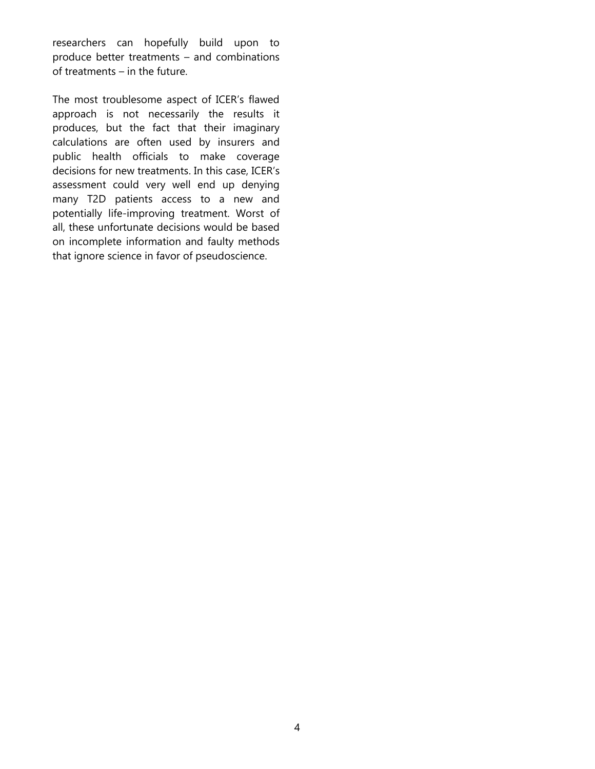researchers can hopefully build upon to produce better treatments – and combinations of treatments – in the future.

The most troublesome aspect of ICER's flawed approach is not necessarily the results it produces, but the fact that their imaginary calculations are often used by insurers and public health officials to make coverage decisions for new treatments. In this case, ICER's assessment could very well end up denying many T2D patients access to a new and potentially life-improving treatment. Worst of all, these unfortunate decisions would be based on incomplete information and faulty methods that ignore science in favor of pseudoscience.